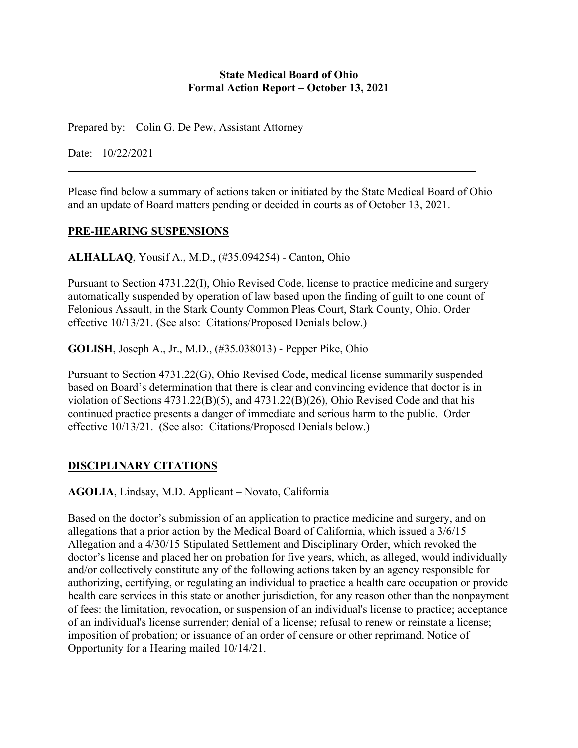**State Medical Board of Ohio**
**Formal Action Report – October 13, 2021**

Prepared by: Colin G. De Pew, Assistant Attorney

Date: 10/22/2021

---

Please find below a summary of actions taken or initiated by the State Medical Board of Ohio and an update of Board matters pending or decided in courts as of October 13, 2021.

## PRE-HEARING SUSPENSIONS

**ALHALLAQ**, Yousif A., M.D., (#35.094254) - Canton, Ohio

Pursuant to Section 4731.22(I), Ohio Revised Code, license to practice medicine and surgery automatically suspended by operation of law based upon the finding of guilt to one count of Felonious Assault, in the Stark County Common Pleas Court, Stark County, Ohio. Order effective 10/13/21. (See also: Citations/Proposed Denials below.)

**GOLISH**, Joseph A., Jr., M.D., (#35.038013) - Pepper Pike, Ohio

Pursuant to Section 4731.22(G), Ohio Revised Code, medical license summarily suspended based on Board's determination that there is clear and convincing evidence that doctor is in violation of Sections 4731.22(B)(5), and 4731.22(B)(26), Ohio Revised Code and that his continued practice presents a danger of immediate and serious harm to the public. Order effective 10/13/21. (See also: Citations/Proposed Denials below.)

## DISCIPLINARY CITATIONS

**AGOLIA**, Lindsay, M.D. Applicant – Novato, California

Based on the doctor's submission of an application to practice medicine and surgery, and on allegations that a prior action by the Medical Board of California, which issued a 3/6/15 Allegation and a 4/30/15 Stipulated Settlement and Disciplinary Order, which revoked the doctor's license and placed her on probation for five years, which, as alleged, would individually and/or collectively constitute any of the following actions taken by an agency responsible for authorizing, certifying, or regulating an individual to practice a health care occupation or provide health care services in this state or another jurisdiction, for any reason other than the nonpayment of fees: the limitation, revocation, or suspension of an individual's license to practice; acceptance of an individual's license surrender; denial of a license; refusal to renew or reinstate a license; imposition of probation; or issuance of an order of censure or other reprimand. Notice of Opportunity for a Hearing mailed 10/14/21.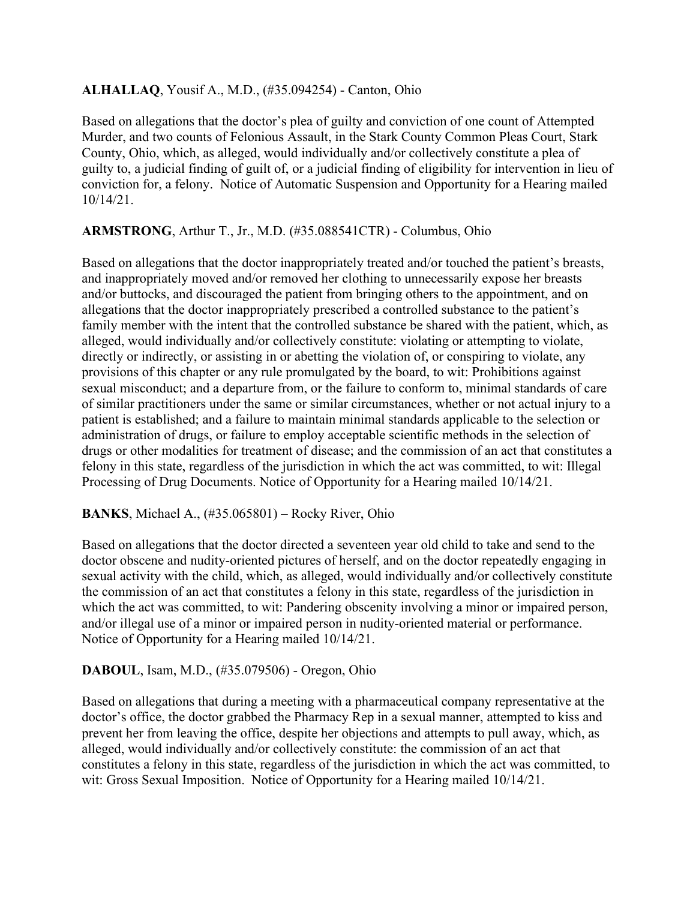**ALHALLAQ**, Yousif A., M.D., (#35.094254) - Canton, Ohio

Based on allegations that the doctor's plea of guilty and conviction of one count of Attempted Murder, and two counts of Felonious Assault, in the Stark County Common Pleas Court, Stark County, Ohio, which, as alleged, would individually and/or collectively constitute a plea of guilty to, a judicial finding of guilt of, or a judicial finding of eligibility for intervention in lieu of conviction for, a felony. Notice of Automatic Suspension and Opportunity for a Hearing mailed 10/14/21.

**ARMSTRONG**, Arthur T., Jr., M.D. (#35.088541CTR) - Columbus, Ohio

Based on allegations that the doctor inappropriately treated and/or touched the patient's breasts, and inappropriately moved and/or removed her clothing to unnecessarily expose her breasts and/or buttocks, and discouraged the patient from bringing others to the appointment, and on allegations that the doctor inappropriately prescribed a controlled substance to the patient's family member with the intent that the controlled substance be shared with the patient, which, as alleged, would individually and/or collectively constitute: violating or attempting to violate, directly or indirectly, or assisting in or abetting the violation of, or conspiring to violate, any provisions of this chapter or any rule promulgated by the board, to wit: Prohibitions against sexual misconduct; and a departure from, or the failure to conform to, minimal standards of care of similar practitioners under the same or similar circumstances, whether or not actual injury to a patient is established; and a failure to maintain minimal standards applicable to the selection or administration of drugs, or failure to employ acceptable scientific methods in the selection of drugs or other modalities for treatment of disease; and the commission of an act that constitutes a felony in this state, regardless of the jurisdiction in which the act was committed, to wit: Illegal Processing of Drug Documents. Notice of Opportunity for a Hearing mailed 10/14/21.

**BANKS**, Michael A., (#35.065801) – Rocky River, Ohio

Based on allegations that the doctor directed a seventeen year old child to take and send to the doctor obscene and nudity-oriented pictures of herself, and on the doctor repeatedly engaging in sexual activity with the child, which, as alleged, would individually and/or collectively constitute the commission of an act that constitutes a felony in this state, regardless of the jurisdiction in which the act was committed, to wit: Pandering obscenity involving a minor or impaired person, and/or illegal use of a minor or impaired person in nudity-oriented material or performance. Notice of Opportunity for a Hearing mailed 10/14/21.

**DABOUL**, Isam, M.D., (#35.079506) - Oregon, Ohio

Based on allegations that during a meeting with a pharmaceutical company representative at the doctor's office, the doctor grabbed the Pharmacy Rep in a sexual manner, attempted to kiss and prevent her from leaving the office, despite her objections and attempts to pull away, which, as alleged, would individually and/or collectively constitute: the commission of an act that constitutes a felony in this state, regardless of the jurisdiction in which the act was committed, to wit: Gross Sexual Imposition. Notice of Opportunity for a Hearing mailed 10/14/21.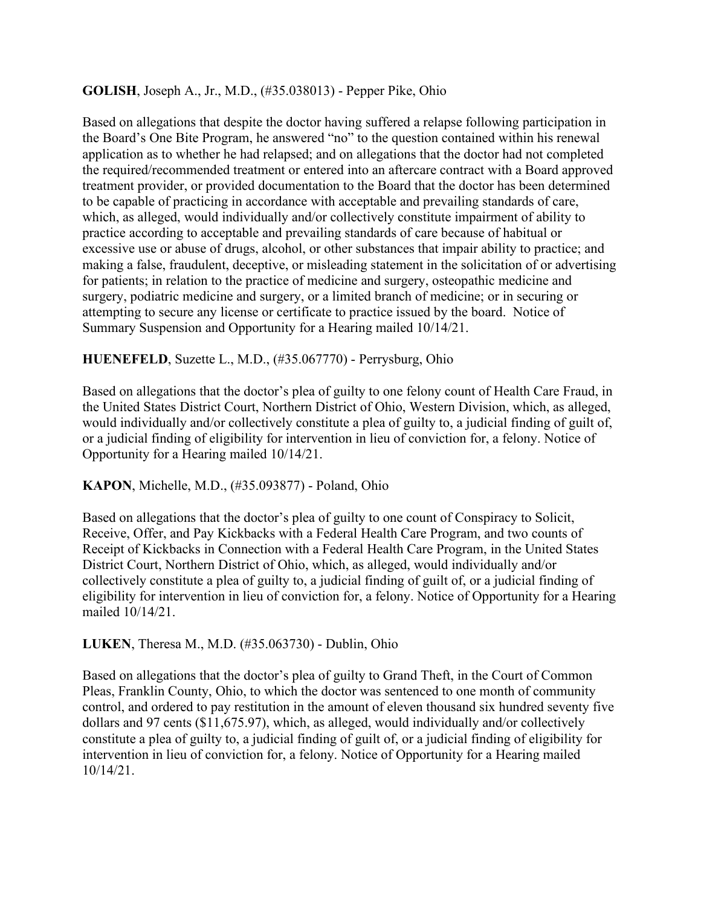**GOLISH**, Joseph A., Jr., M.D., (#35.038013) - Pepper Pike, Ohio

Based on allegations that despite the doctor having suffered a relapse following participation in the Board's One Bite Program, he answered "no" to the question contained within his renewal application as to whether he had relapsed; and on allegations that the doctor had not completed the required/recommended treatment or entered into an aftercare contract with a Board approved treatment provider, or provided documentation to the Board that the doctor has been determined to be capable of practicing in accordance with acceptable and prevailing standards of care, which, as alleged, would individually and/or collectively constitute impairment of ability to practice according to acceptable and prevailing standards of care because of habitual or excessive use or abuse of drugs, alcohol, or other substances that impair ability to practice; and making a false, fraudulent, deceptive, or misleading statement in the solicitation of or advertising for patients; in relation to the practice of medicine and surgery, osteopathic medicine and surgery, podiatric medicine and surgery, or a limited branch of medicine; or in securing or attempting to secure any license or certificate to practice issued by the board. Notice of Summary Suspension and Opportunity for a Hearing mailed 10/14/21.

**HUENEFELD**, Suzette L., M.D., (#35.067770) - Perrysburg, Ohio

Based on allegations that the doctor's plea of guilty to one felony count of Health Care Fraud, in the United States District Court, Northern District of Ohio, Western Division, which, as alleged, would individually and/or collectively constitute a plea of guilty to, a judicial finding of guilt of, or a judicial finding of eligibility for intervention in lieu of conviction for, a felony. Notice of Opportunity for a Hearing mailed 10/14/21.

**KAPON**, Michelle, M.D., (#35.093877) - Poland, Ohio

Based on allegations that the doctor's plea of guilty to one count of Conspiracy to Solicit, Receive, Offer, and Pay Kickbacks with a Federal Health Care Program, and two counts of Receipt of Kickbacks in Connection with a Federal Health Care Program, in the United States District Court, Northern District of Ohio, which, as alleged, would individually and/or collectively constitute a plea of guilty to, a judicial finding of guilt of, or a judicial finding of eligibility for intervention in lieu of conviction for, a felony. Notice of Opportunity for a Hearing mailed 10/14/21.

**LUKEN**, Theresa M., M.D. (#35.063730) - Dublin, Ohio

Based on allegations that the doctor's plea of guilty to Grand Theft, in the Court of Common Pleas, Franklin County, Ohio, to which the doctor was sentenced to one month of community control, and ordered to pay restitution in the amount of eleven thousand six hundred seventy five dollars and 97 cents ($11,675.97), which, as alleged, would individually and/or collectively constitute a plea of guilty to, a judicial finding of guilt of, or a judicial finding of eligibility for intervention in lieu of conviction for, a felony. Notice of Opportunity for a Hearing mailed 10/14/21.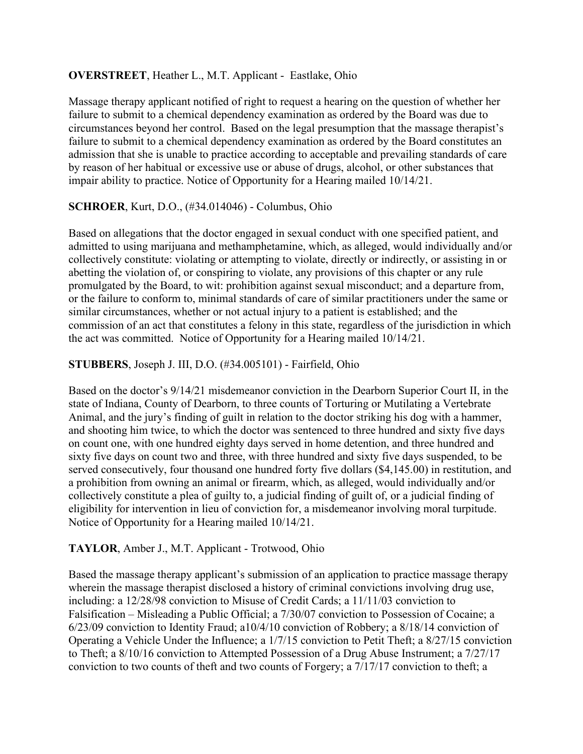**OVERSTREET**, Heather L., M.T. Applicant - Eastlake, Ohio

Massage therapy applicant notified of right to request a hearing on the question of whether her failure to submit to a chemical dependency examination as ordered by the Board was due to circumstances beyond her control. Based on the legal presumption that the massage therapist's failure to submit to a chemical dependency examination as ordered by the Board constitutes an admission that she is unable to practice according to acceptable and prevailing standards of care by reason of her habitual or excessive use or abuse of drugs, alcohol, or other substances that impair ability to practice. Notice of Opportunity for a Hearing mailed 10/14/21.

**SCHROER**, Kurt, D.O., (#34.014046) - Columbus, Ohio

Based on allegations that the doctor engaged in sexual conduct with one specified patient, and admitted to using marijuana and methamphetamine, which, as alleged, would individually and/or collectively constitute: violating or attempting to violate, directly or indirectly, or assisting in or abetting the violation of, or conspiring to violate, any provisions of this chapter or any rule promulgated by the Board, to wit: prohibition against sexual misconduct; and a departure from, or the failure to conform to, minimal standards of care of similar practitioners under the same or similar circumstances, whether or not actual injury to a patient is established; and the commission of an act that constitutes a felony in this state, regardless of the jurisdiction in which the act was committed. Notice of Opportunity for a Hearing mailed 10/14/21.

**STUBBERS**, Joseph J. III, D.O. (#34.005101) - Fairfield, Ohio

Based on the doctor's 9/14/21 misdemeanor conviction in the Dearborn Superior Court II, in the state of Indiana, County of Dearborn, to three counts of Torturing or Mutilating a Vertebrate Animal, and the jury's finding of guilt in relation to the doctor striking his dog with a hammer, and shooting him twice, to which the doctor was sentenced to three hundred and sixty five days on count one, with one hundred eighty days served in home detention, and three hundred and sixty five days on count two and three, with three hundred and sixty five days suspended, to be served consecutively, four thousand one hundred forty five dollars ($4,145.00) in restitution, and a prohibition from owning an animal or firearm, which, as alleged, would individually and/or collectively constitute a plea of guilty to, a judicial finding of guilt of, or a judicial finding of eligibility for intervention in lieu of conviction for, a misdemeanor involving moral turpitude. Notice of Opportunity for a Hearing mailed 10/14/21.

**TAYLOR**, Amber J., M.T. Applicant - Trotwood, Ohio

Based the massage therapy applicant's submission of an application to practice massage therapy wherein the massage therapist disclosed a history of criminal convictions involving drug use, including: a 12/28/98 conviction to Misuse of Credit Cards; a 11/11/03 conviction to Falsification – Misleading a Public Official; a 7/30/07 conviction to Possession of Cocaine; a 6/23/09 conviction to Identity Fraud; a10/4/10 conviction of Robbery; a 8/18/14 conviction of Operating a Vehicle Under the Influence; a 1/7/15 conviction to Petit Theft; a 8/27/15 conviction to Theft; a 8/10/16 conviction to Attempted Possession of a Drug Abuse Instrument; a 7/27/17 conviction to two counts of theft and two counts of Forgery; a 7/17/17 conviction to theft; a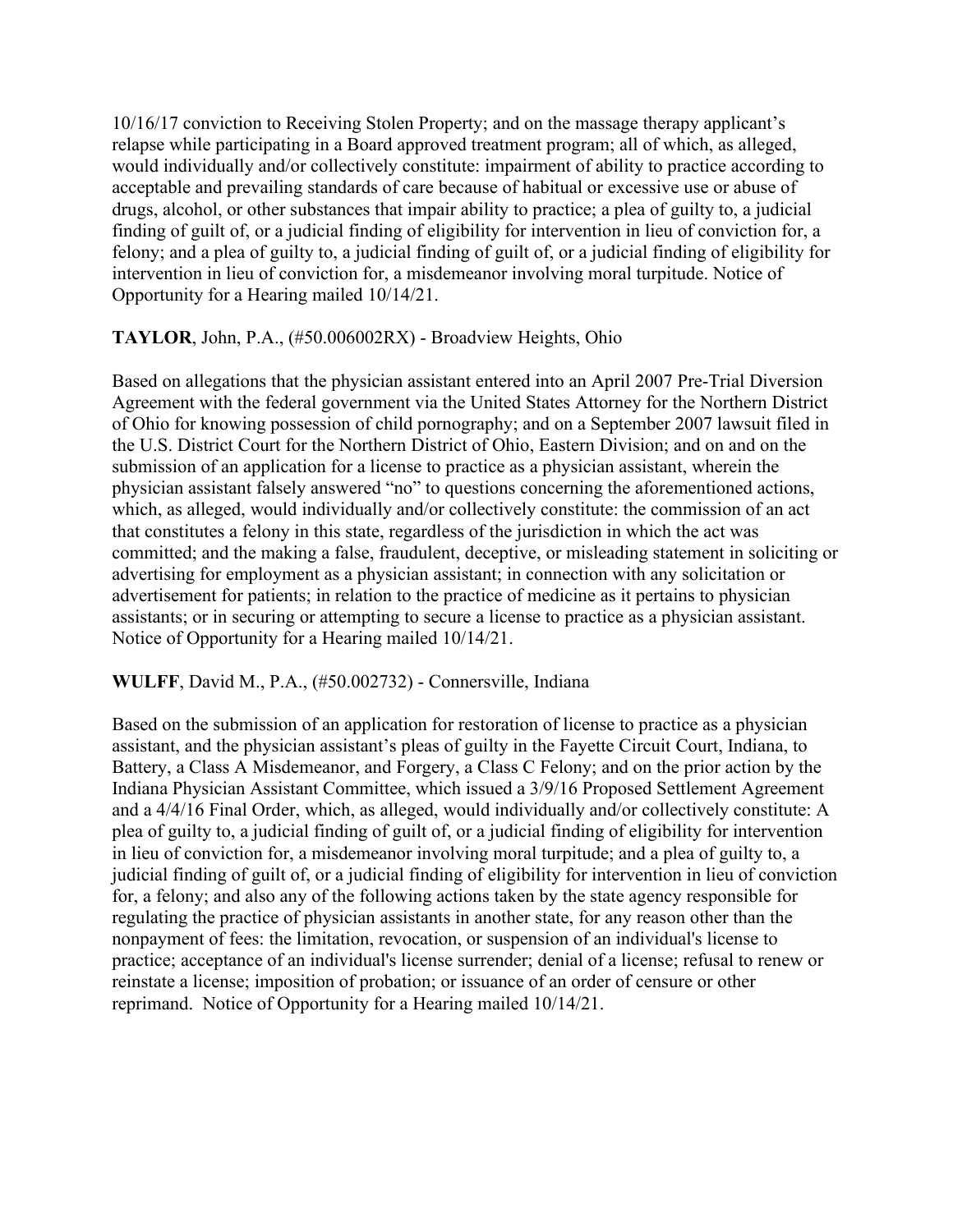10/16/17 conviction to Receiving Stolen Property; and on the massage therapy applicant's relapse while participating in a Board approved treatment program; all of which, as alleged, would individually and/or collectively constitute: impairment of ability to practice according to acceptable and prevailing standards of care because of habitual or excessive use or abuse of drugs, alcohol, or other substances that impair ability to practice; a plea of guilty to, a judicial finding of guilt of, or a judicial finding of eligibility for intervention in lieu of conviction for, a felony; and a plea of guilty to, a judicial finding of guilt of, or a judicial finding of eligibility for intervention in lieu of conviction for, a misdemeanor involving moral turpitude. Notice of Opportunity for a Hearing mailed 10/14/21.

**TAYLOR**, John, P.A., (#50.006002RX) - Broadview Heights, Ohio

Based on allegations that the physician assistant entered into an April 2007 Pre-Trial Diversion Agreement with the federal government via the United States Attorney for the Northern District of Ohio for knowing possession of child pornography; and on a September 2007 lawsuit filed in the U.S. District Court for the Northern District of Ohio, Eastern Division; and on and on the submission of an application for a license to practice as a physician assistant, wherein the physician assistant falsely answered "no" to questions concerning the aforementioned actions, which, as alleged, would individually and/or collectively constitute: the commission of an act that constitutes a felony in this state, regardless of the jurisdiction in which the act was committed; and the making a false, fraudulent, deceptive, or misleading statement in soliciting or advertising for employment as a physician assistant; in connection with any solicitation or advertisement for patients; in relation to the practice of medicine as it pertains to physician assistants; or in securing or attempting to secure a license to practice as a physician assistant. Notice of Opportunity for a Hearing mailed 10/14/21.

**WULFF**, David M., P.A., (#50.002732) - Connersville, Indiana

Based on the submission of an application for restoration of license to practice as a physician assistant, and the physician assistant's pleas of guilty in the Fayette Circuit Court, Indiana, to Battery, a Class A Misdemeanor, and Forgery, a Class C Felony; and on the prior action by the Indiana Physician Assistant Committee, which issued a 3/9/16 Proposed Settlement Agreement and a 4/4/16 Final Order, which, as alleged, would individually and/or collectively constitute: A plea of guilty to, a judicial finding of guilt of, or a judicial finding of eligibility for intervention in lieu of conviction for, a misdemeanor involving moral turpitude; and a plea of guilty to, a judicial finding of guilt of, or a judicial finding of eligibility for intervention in lieu of conviction for, a felony; and also any of the following actions taken by the state agency responsible for regulating the practice of physician assistants in another state, for any reason other than the nonpayment of fees: the limitation, revocation, or suspension of an individual's license to practice; acceptance of an individual's license surrender; denial of a license; refusal to renew or reinstate a license; imposition of probation; or issuance of an order of censure or other reprimand. Notice of Opportunity for a Hearing mailed 10/14/21.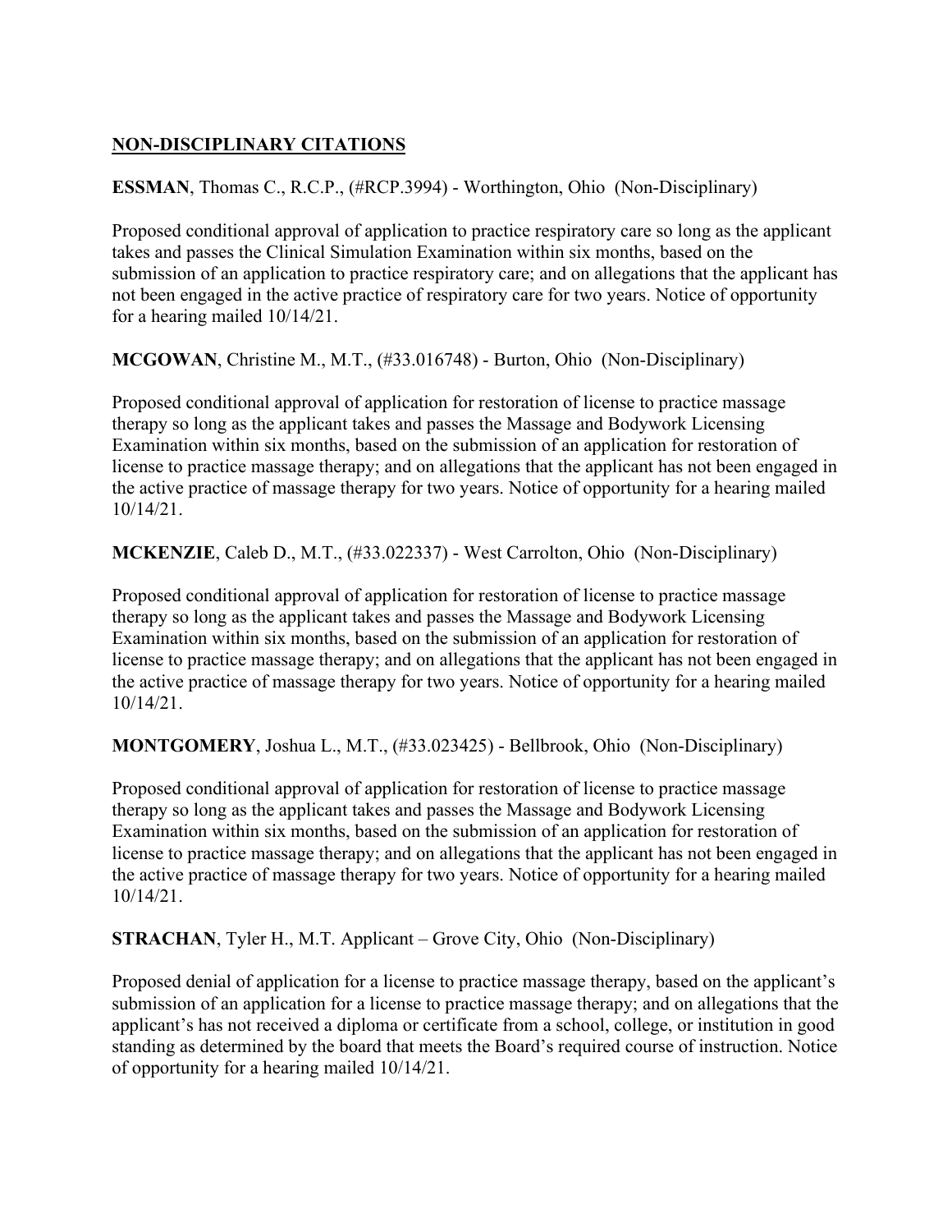## **NON-DISCIPLINARY CITATIONS**

**ESSMAN**, Thomas C., R.C.P., (#RCP.3994) - Worthington, Ohio (Non-Disciplinary)

Proposed conditional approval of application to practice respiratory care so long as the applicant takes and passes the Clinical Simulation Examination within six months, based on the submission of an application to practice respiratory care; and on allegations that the applicant has not been engaged in the active practice of respiratory care for two years. Notice of opportunity for a hearing mailed 10/14/21.

**MCGOWAN**, Christine M., M.T., (#33.016748) - Burton, Ohio (Non-Disciplinary)

Proposed conditional approval of application for restoration of license to practice massage therapy so long as the applicant takes and passes the Massage and Bodywork Licensing Examination within six months, based on the submission of an application for restoration of license to practice massage therapy; and on allegations that the applicant has not been engaged in the active practice of massage therapy for two years. Notice of opportunity for a hearing mailed 10/14/21.

**MCKENZIE**, Caleb D., M.T., (#33.022337) - West Carrolton, Ohio (Non-Disciplinary)

Proposed conditional approval of application for restoration of license to practice massage therapy so long as the applicant takes and passes the Massage and Bodywork Licensing Examination within six months, based on the submission of an application for restoration of license to practice massage therapy; and on allegations that the applicant has not been engaged in the active practice of massage therapy for two years. Notice of opportunity for a hearing mailed 10/14/21.

**MONTGOMERY**, Joshua L., M.T., (#33.023425) - Bellbrook, Ohio (Non-Disciplinary)

Proposed conditional approval of application for restoration of license to practice massage therapy so long as the applicant takes and passes the Massage and Bodywork Licensing Examination within six months, based on the submission of an application for restoration of license to practice massage therapy; and on allegations that the applicant has not been engaged in the active practice of massage therapy for two years. Notice of opportunity for a hearing mailed 10/14/21.

**STRACHAN**, Tyler H., M.T. Applicant – Grove City, Ohio (Non-Disciplinary)

Proposed denial of application for a license to practice massage therapy, based on the applicant's submission of an application for a license to practice massage therapy; and on allegations that the applicant's has not received a diploma or certificate from a school, college, or institution in good standing as determined by the board that meets the Board's required course of instruction. Notice of opportunity for a hearing mailed 10/14/21.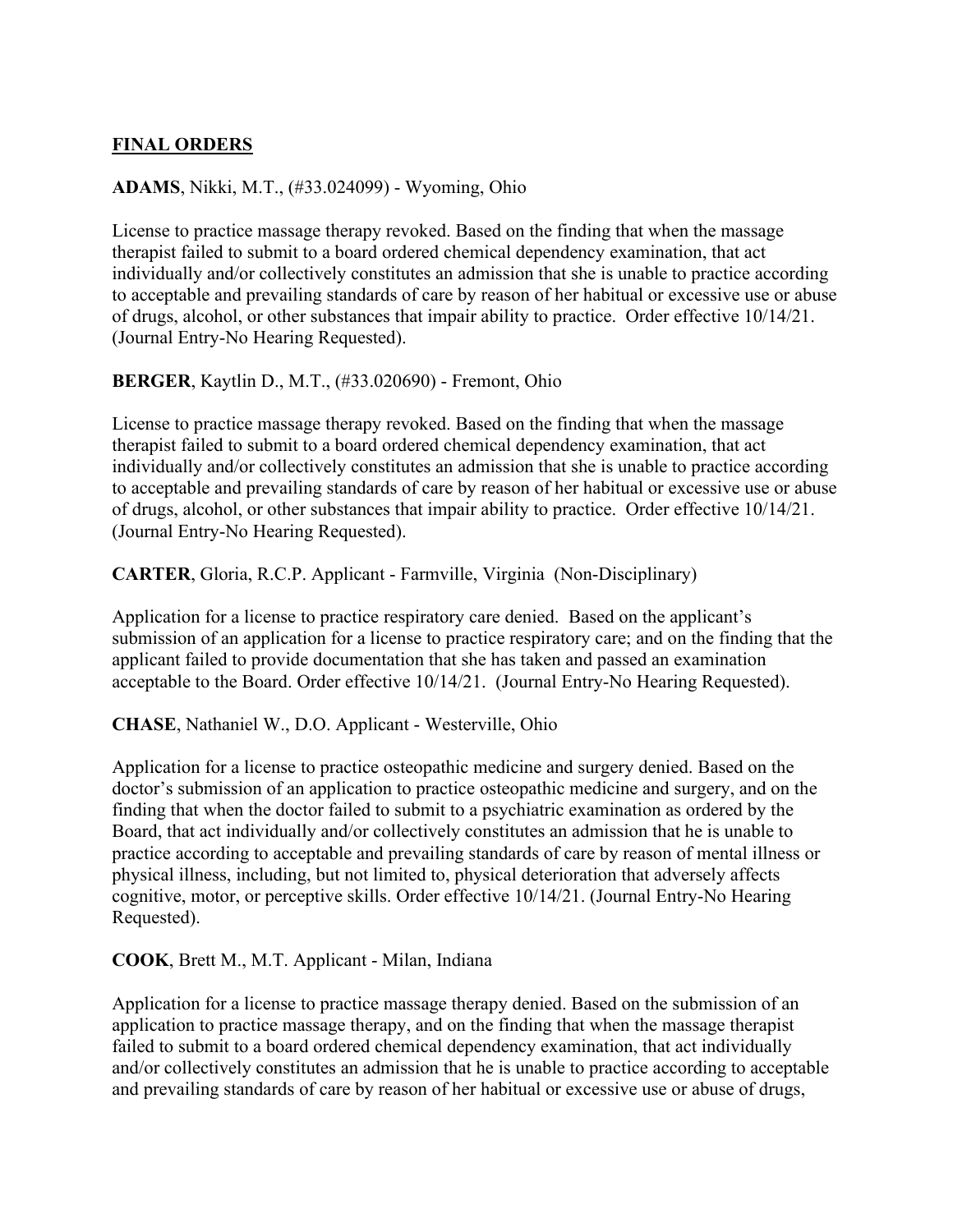## **FINAL ORDERS**

**ADAMS**, Nikki, M.T., (#33.024099) - Wyoming, Ohio

License to practice massage therapy revoked. Based on the finding that when the massage therapist failed to submit to a board ordered chemical dependency examination, that act individually and/or collectively constitutes an admission that she is unable to practice according to acceptable and prevailing standards of care by reason of her habitual or excessive use or abuse of drugs, alcohol, or other substances that impair ability to practice. Order effective 10/14/21. (Journal Entry-No Hearing Requested).

**BERGER**, Kaytlin D., M.T., (#33.020690) - Fremont, Ohio

License to practice massage therapy revoked. Based on the finding that when the massage therapist failed to submit to a board ordered chemical dependency examination, that act individually and/or collectively constitutes an admission that she is unable to practice according to acceptable and prevailing standards of care by reason of her habitual or excessive use or abuse of drugs, alcohol, or other substances that impair ability to practice. Order effective 10/14/21. (Journal Entry-No Hearing Requested).

**CARTER**, Gloria, R.C.P. Applicant - Farmville, Virginia (Non-Disciplinary)

Application for a license to practice respiratory care denied. Based on the applicant's submission of an application for a license to practice respiratory care; and on the finding that the applicant failed to provide documentation that she has taken and passed an examination acceptable to the Board. Order effective 10/14/21. (Journal Entry-No Hearing Requested).

**CHASE**, Nathaniel W., D.O. Applicant - Westerville, Ohio

Application for a license to practice osteopathic medicine and surgery denied. Based on the doctor's submission of an application to practice osteopathic medicine and surgery, and on the finding that when the doctor failed to submit to a psychiatric examination as ordered by the Board, that act individually and/or collectively constitutes an admission that he is unable to practice according to acceptable and prevailing standards of care by reason of mental illness or physical illness, including, but not limited to, physical deterioration that adversely affects cognitive, motor, or perceptive skills. Order effective 10/14/21. (Journal Entry-No Hearing Requested).

**COOK**, Brett M., M.T. Applicant - Milan, Indiana

Application for a license to practice massage therapy denied. Based on the submission of an application to practice massage therapy, and on the finding that when the massage therapist failed to submit to a board ordered chemical dependency examination, that act individually and/or collectively constitutes an admission that he is unable to practice according to acceptable and prevailing standards of care by reason of her habitual or excessive use or abuse of drugs,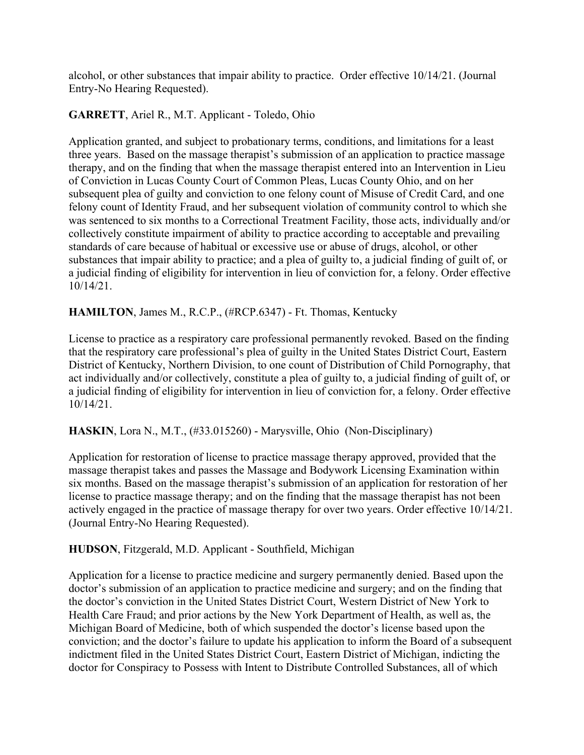alcohol, or other substances that impair ability to practice. Order effective 10/14/21. (Journal Entry-No Hearing Requested).

**GARRETT**, Ariel R., M.T. Applicant - Toledo, Ohio

Application granted, and subject to probationary terms, conditions, and limitations for a least three years. Based on the massage therapist's submission of an application to practice massage therapy, and on the finding that when the massage therapist entered into an Intervention in Lieu of Conviction in Lucas County Court of Common Pleas, Lucas County Ohio, and on her subsequent plea of guilty and conviction to one felony count of Misuse of Credit Card, and one felony count of Identity Fraud, and her subsequent violation of community control to which she was sentenced to six months to a Correctional Treatment Facility, those acts, individually and/or collectively constitute impairment of ability to practice according to acceptable and prevailing standards of care because of habitual or excessive use or abuse of drugs, alcohol, or other substances that impair ability to practice; and a plea of guilty to, a judicial finding of guilt of, or a judicial finding of eligibility for intervention in lieu of conviction for, a felony. Order effective 10/14/21.

**HAMILTON**, James M., R.C.P., (#RCP.6347) - Ft. Thomas, Kentucky

License to practice as a respiratory care professional permanently revoked. Based on the finding that the respiratory care professional's plea of guilty in the United States District Court, Eastern District of Kentucky, Northern Division, to one count of Distribution of Child Pornography, that act individually and/or collectively, constitute a plea of guilty to, a judicial finding of guilt of, or a judicial finding of eligibility for intervention in lieu of conviction for, a felony. Order effective 10/14/21.

**HASKIN**, Lora N., M.T., (#33.015260) - Marysville, Ohio (Non-Disciplinary)

Application for restoration of license to practice massage therapy approved, provided that the massage therapist takes and passes the Massage and Bodywork Licensing Examination within six months. Based on the massage therapist's submission of an application for restoration of her license to practice massage therapy; and on the finding that the massage therapist has not been actively engaged in the practice of massage therapy for over two years. Order effective 10/14/21. (Journal Entry-No Hearing Requested).

**HUDSON**, Fitzgerald, M.D. Applicant - Southfield, Michigan

Application for a license to practice medicine and surgery permanently denied. Based upon the doctor's submission of an application to practice medicine and surgery; and on the finding that the doctor's conviction in the United States District Court, Western District of New York to Health Care Fraud; and prior actions by the New York Department of Health, as well as, the Michigan Board of Medicine, both of which suspended the doctor's license based upon the conviction; and the doctor's failure to update his application to inform the Board of a subsequent indictment filed in the United States District Court, Eastern District of Michigan, indicting the doctor for Conspiracy to Possess with Intent to Distribute Controlled Substances, all of which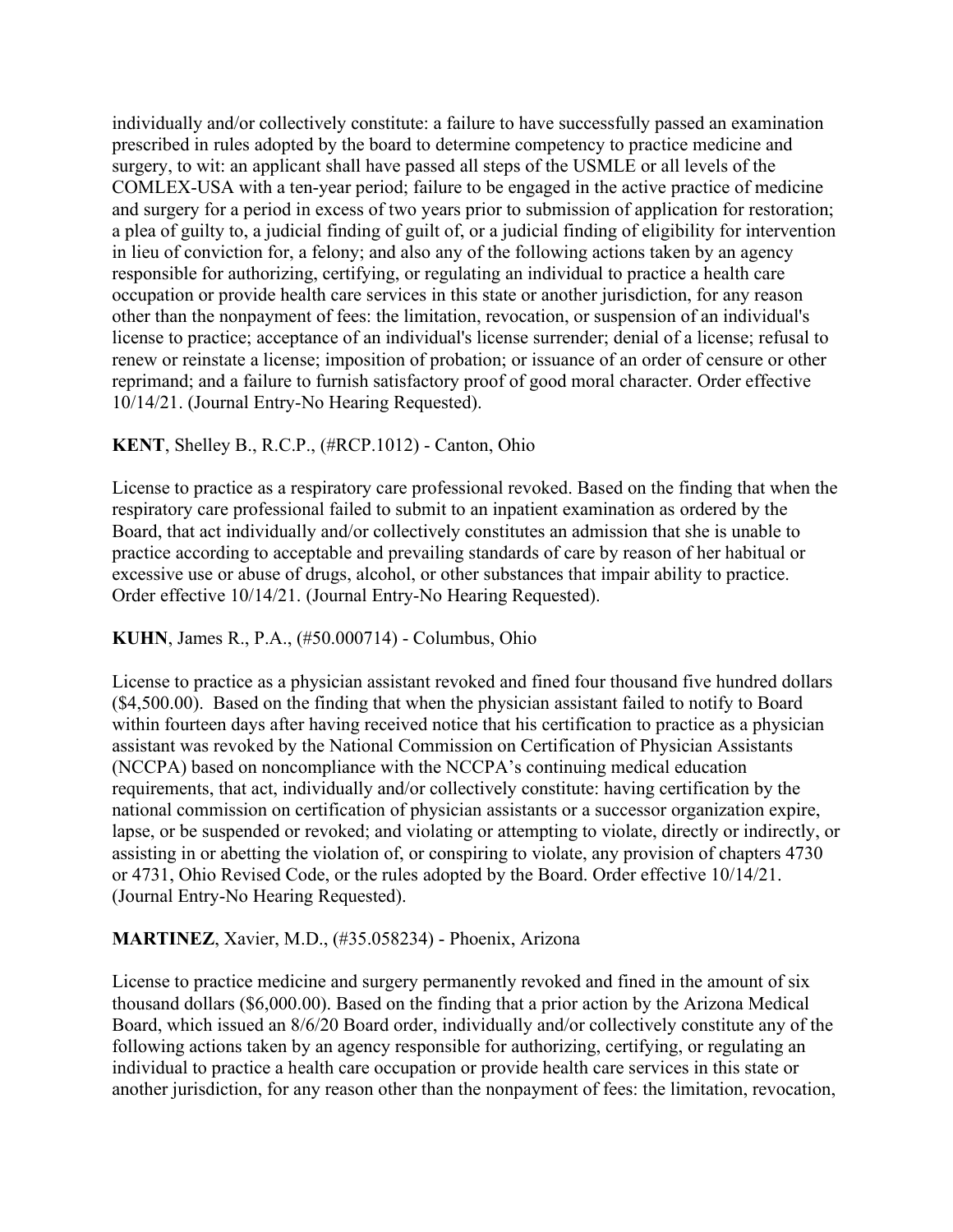individually and/or collectively constitute: a failure to have successfully passed an examination prescribed in rules adopted by the board to determine competency to practice medicine and surgery, to wit: an applicant shall have passed all steps of the USMLE or all levels of the COMLEX-USA with a ten-year period; failure to be engaged in the active practice of medicine and surgery for a period in excess of two years prior to submission of application for restoration; a plea of guilty to, a judicial finding of guilt of, or a judicial finding of eligibility for intervention in lieu of conviction for, a felony; and also any of the following actions taken by an agency responsible for authorizing, certifying, or regulating an individual to practice a health care occupation or provide health care services in this state or another jurisdiction, for any reason other than the nonpayment of fees: the limitation, revocation, or suspension of an individual's license to practice; acceptance of an individual's license surrender; denial of a license; refusal to renew or reinstate a license; imposition of probation; or issuance of an order of censure or other reprimand; and a failure to furnish satisfactory proof of good moral character. Order effective 10/14/21. (Journal Entry-No Hearing Requested).

**KENT**, Shelley B., R.C.P., (#RCP.1012) - Canton, Ohio

License to practice as a respiratory care professional revoked. Based on the finding that when the respiratory care professional failed to submit to an inpatient examination as ordered by the Board, that act individually and/or collectively constitutes an admission that she is unable to practice according to acceptable and prevailing standards of care by reason of her habitual or excessive use or abuse of drugs, alcohol, or other substances that impair ability to practice. Order effective 10/14/21. (Journal Entry-No Hearing Requested).

**KUHN**, James R., P.A., (#50.000714) - Columbus, Ohio

License to practice as a physician assistant revoked and fined four thousand five hundred dollars ($4,500.00). Based on the finding that when the physician assistant failed to notify to Board within fourteen days after having received notice that his certification to practice as a physician assistant was revoked by the National Commission on Certification of Physician Assistants (NCCPA) based on noncompliance with the NCCPA's continuing medical education requirements, that act, individually and/or collectively constitute: having certification by the national commission on certification of physician assistants or a successor organization expire, lapse, or be suspended or revoked; and violating or attempting to violate, directly or indirectly, or assisting in or abetting the violation of, or conspiring to violate, any provision of chapters 4730 or 4731, Ohio Revised Code, or the rules adopted by the Board. Order effective 10/14/21. (Journal Entry-No Hearing Requested).

**MARTINEZ**, Xavier, M.D., (#35.058234) - Phoenix, Arizona

License to practice medicine and surgery permanently revoked and fined in the amount of six thousand dollars ($6,000.00). Based on the finding that a prior action by the Arizona Medical Board, which issued an 8/6/20 Board order, individually and/or collectively constitute any of the following actions taken by an agency responsible for authorizing, certifying, or regulating an individual to practice a health care occupation or provide health care services in this state or another jurisdiction, for any reason other than the nonpayment of fees: the limitation, revocation,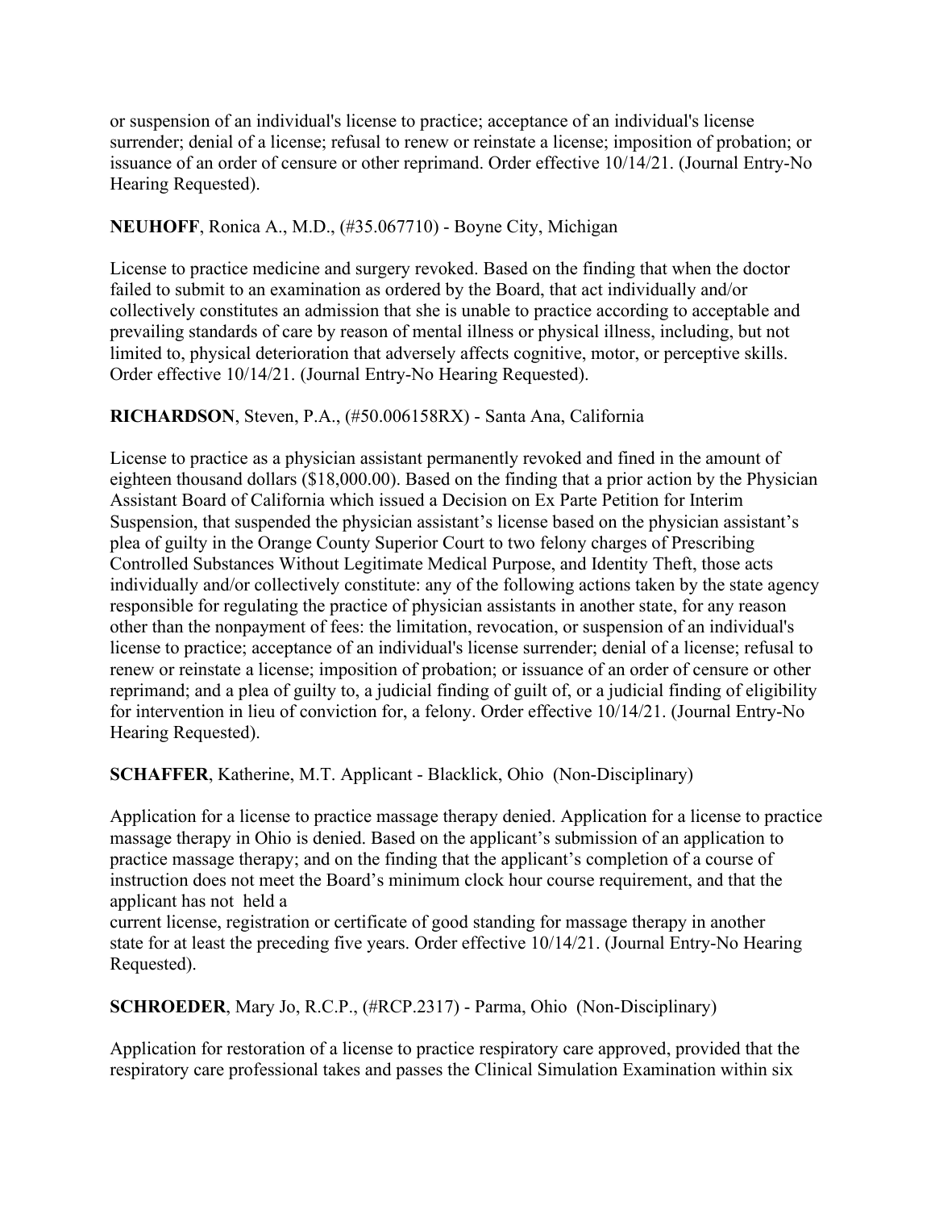or suspension of an individual's license to practice; acceptance of an individual's license surrender; denial of a license; refusal to renew or reinstate a license; imposition of probation; or issuance of an order of censure or other reprimand. Order effective 10/14/21. (Journal Entry-No Hearing Requested).

**NEUHOFF**, Ronica A., M.D., (#35.067710) - Boyne City, Michigan

License to practice medicine and surgery revoked. Based on the finding that when the doctor failed to submit to an examination as ordered by the Board, that act individually and/or collectively constitutes an admission that she is unable to practice according to acceptable and prevailing standards of care by reason of mental illness or physical illness, including, but not limited to, physical deterioration that adversely affects cognitive, motor, or perceptive skills. Order effective 10/14/21. (Journal Entry-No Hearing Requested).

**RICHARDSON**, Steven, P.A., (#50.006158RX) - Santa Ana, California

License to practice as a physician assistant permanently revoked and fined in the amount of eighteen thousand dollars ($18,000.00). Based on the finding that a prior action by the Physician Assistant Board of California which issued a Decision on Ex Parte Petition for Interim Suspension, that suspended the physician assistant's license based on the physician assistant's plea of guilty in the Orange County Superior Court to two felony charges of Prescribing Controlled Substances Without Legitimate Medical Purpose, and Identity Theft, those acts individually and/or collectively constitute: any of the following actions taken by the state agency responsible for regulating the practice of physician assistants in another state, for any reason other than the nonpayment of fees: the limitation, revocation, or suspension of an individual's license to practice; acceptance of an individual's license surrender; denial of a license; refusal to renew or reinstate a license; imposition of probation; or issuance of an order of censure or other reprimand; and a plea of guilty to, a judicial finding of guilt of, or a judicial finding of eligibility for intervention in lieu of conviction for, a felony. Order effective 10/14/21. (Journal Entry-No Hearing Requested).

**SCHAFFER**, Katherine, M.T. Applicant - Blacklick, Ohio (Non-Disciplinary)

Application for a license to practice massage therapy denied. Application for a license to practice massage therapy in Ohio is denied. Based on the applicant's submission of an application to practice massage therapy; and on the finding that the applicant's completion of a course of instruction does not meet the Board's minimum clock hour course requirement, and that the applicant has not held a current license, registration or certificate of good standing for massage therapy in another state for at least the preceding five years. Order effective 10/14/21. (Journal Entry-No Hearing Requested).

**SCHROEDER**, Mary Jo, R.C.P., (#RCP.2317) - Parma, Ohio (Non-Disciplinary)

Application for restoration of a license to practice respiratory care approved, provided that the respiratory care professional takes and passes the Clinical Simulation Examination within six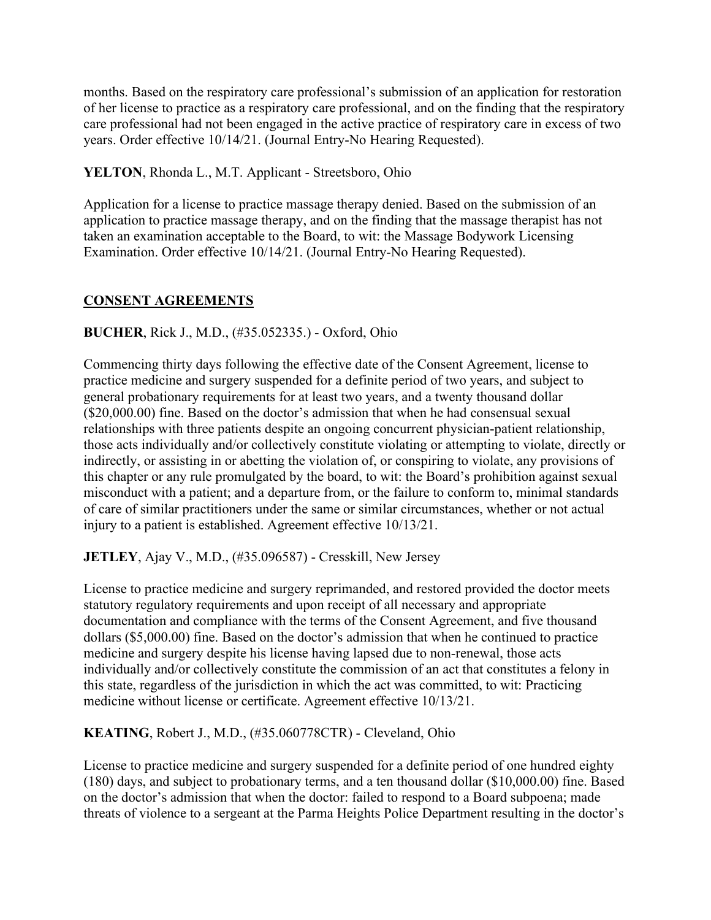months. Based on the respiratory care professional's submission of an application for restoration of her license to practice as a respiratory care professional, and on the finding that the respiratory care professional had not been engaged in the active practice of respiratory care in excess of two years. Order effective 10/14/21. (Journal Entry-No Hearing Requested).

**YELTON**, Rhonda L., M.T. Applicant - Streetsboro, Ohio

Application for a license to practice massage therapy denied. Based on the submission of an application to practice massage therapy, and on the finding that the massage therapist has not taken an examination acceptable to the Board, to wit: the Massage Bodywork Licensing Examination. Order effective 10/14/21. (Journal Entry-No Hearing Requested).

## CONSENT AGREEMENTS

**BUCHER**, Rick J., M.D., (#35.052335.) - Oxford, Ohio

Commencing thirty days following the effective date of the Consent Agreement, license to practice medicine and surgery suspended for a definite period of two years, and subject to general probationary requirements for at least two years, and a twenty thousand dollar ($20,000.00) fine. Based on the doctor's admission that when he had consensual sexual relationships with three patients despite an ongoing concurrent physician-patient relationship, those acts individually and/or collectively constitute violating or attempting to violate, directly or indirectly, or assisting in or abetting the violation of, or conspiring to violate, any provisions of this chapter or any rule promulgated by the board, to wit: the Board's prohibition against sexual misconduct with a patient; and a departure from, or the failure to conform to, minimal standards of care of similar practitioners under the same or similar circumstances, whether or not actual injury to a patient is established. Agreement effective 10/13/21.

**JETLEY**, Ajay V., M.D., (#35.096587) - Cresskill, New Jersey

License to practice medicine and surgery reprimanded, and restored provided the doctor meets statutory regulatory requirements and upon receipt of all necessary and appropriate documentation and compliance with the terms of the Consent Agreement, and five thousand dollars ($5,000.00) fine. Based on the doctor's admission that when he continued to practice medicine and surgery despite his license having lapsed due to non-renewal, those acts individually and/or collectively constitute the commission of an act that constitutes a felony in this state, regardless of the jurisdiction in which the act was committed, to wit: Practicing medicine without license or certificate. Agreement effective 10/13/21.

**KEATING**, Robert J., M.D., (#35.060778CTR) - Cleveland, Ohio

License to practice medicine and surgery suspended for a definite period of one hundred eighty (180) days, and subject to probationary terms, and a ten thousand dollar ($10,000.00) fine. Based on the doctor's admission that when the doctor: failed to respond to a Board subpoena; made threats of violence to a sergeant at the Parma Heights Police Department resulting in the doctor's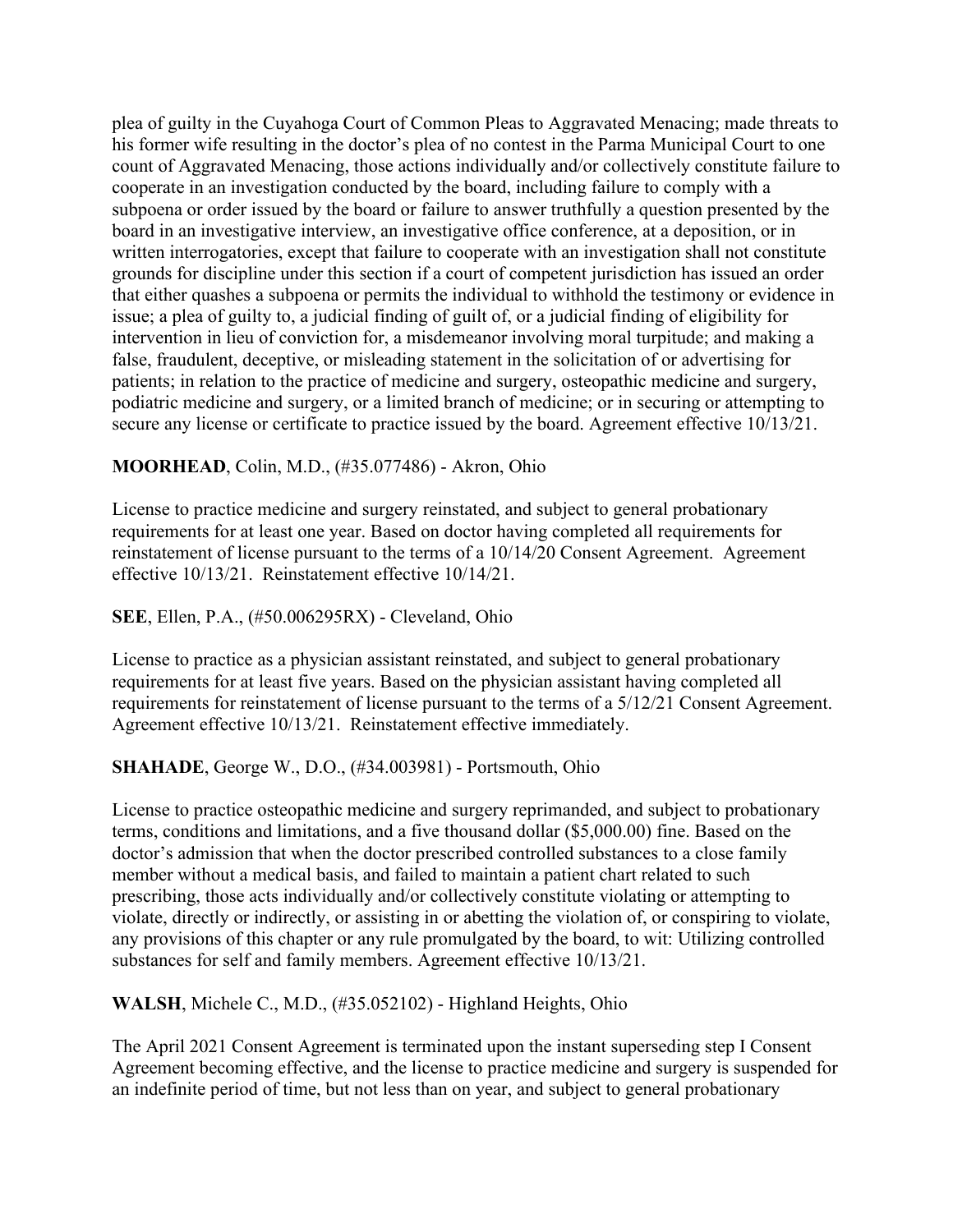plea of guilty in the Cuyahoga Court of Common Pleas to Aggravated Menacing; made threats to his former wife resulting in the doctor's plea of no contest in the Parma Municipal Court to one count of Aggravated Menacing, those actions individually and/or collectively constitute failure to cooperate in an investigation conducted by the board, including failure to comply with a subpoena or order issued by the board or failure to answer truthfully a question presented by the board in an investigative interview, an investigative office conference, at a deposition, or in written interrogatories, except that failure to cooperate with an investigation shall not constitute grounds for discipline under this section if a court of competent jurisdiction has issued an order that either quashes a subpoena or permits the individual to withhold the testimony or evidence in issue; a plea of guilty to, a judicial finding of guilt of, or a judicial finding of eligibility for intervention in lieu of conviction for, a misdemeanor involving moral turpitude; and making a false, fraudulent, deceptive, or misleading statement in the solicitation of or advertising for patients; in relation to the practice of medicine and surgery, osteopathic medicine and surgery, podiatric medicine and surgery, or a limited branch of medicine; or in securing or attempting to secure any license or certificate to practice issued by the board. Agreement effective 10/13/21.

**MOORHEAD**, Colin, M.D., (#35.077486) - Akron, Ohio

License to practice medicine and surgery reinstated, and subject to general probationary requirements for at least one year. Based on doctor having completed all requirements for reinstatement of license pursuant to the terms of a 10/14/20 Consent Agreement. Agreement effective 10/13/21. Reinstatement effective 10/14/21.

**SEE**, Ellen, P.A., (#50.006295RX) - Cleveland, Ohio

License to practice as a physician assistant reinstated, and subject to general probationary requirements for at least five years. Based on the physician assistant having completed all requirements for reinstatement of license pursuant to the terms of a 5/12/21 Consent Agreement. Agreement effective 10/13/21. Reinstatement effective immediately.

**SHAHADE**, George W., D.O., (#34.003981) - Portsmouth, Ohio

License to practice osteopathic medicine and surgery reprimanded, and subject to probationary terms, conditions and limitations, and a five thousand dollar ($5,000.00) fine. Based on the doctor's admission that when the doctor prescribed controlled substances to a close family member without a medical basis, and failed to maintain a patient chart related to such prescribing, those acts individually and/or collectively constitute violating or attempting to violate, directly or indirectly, or assisting in or abetting the violation of, or conspiring to violate, any provisions of this chapter or any rule promulgated by the board, to wit: Utilizing controlled substances for self and family members. Agreement effective 10/13/21.

**WALSH**, Michele C., M.D., (#35.052102) - Highland Heights, Ohio

The April 2021 Consent Agreement is terminated upon the instant superseding step I Consent Agreement becoming effective, and the license to practice medicine and surgery is suspended for an indefinite period of time, but not less than on year, and subject to general probationary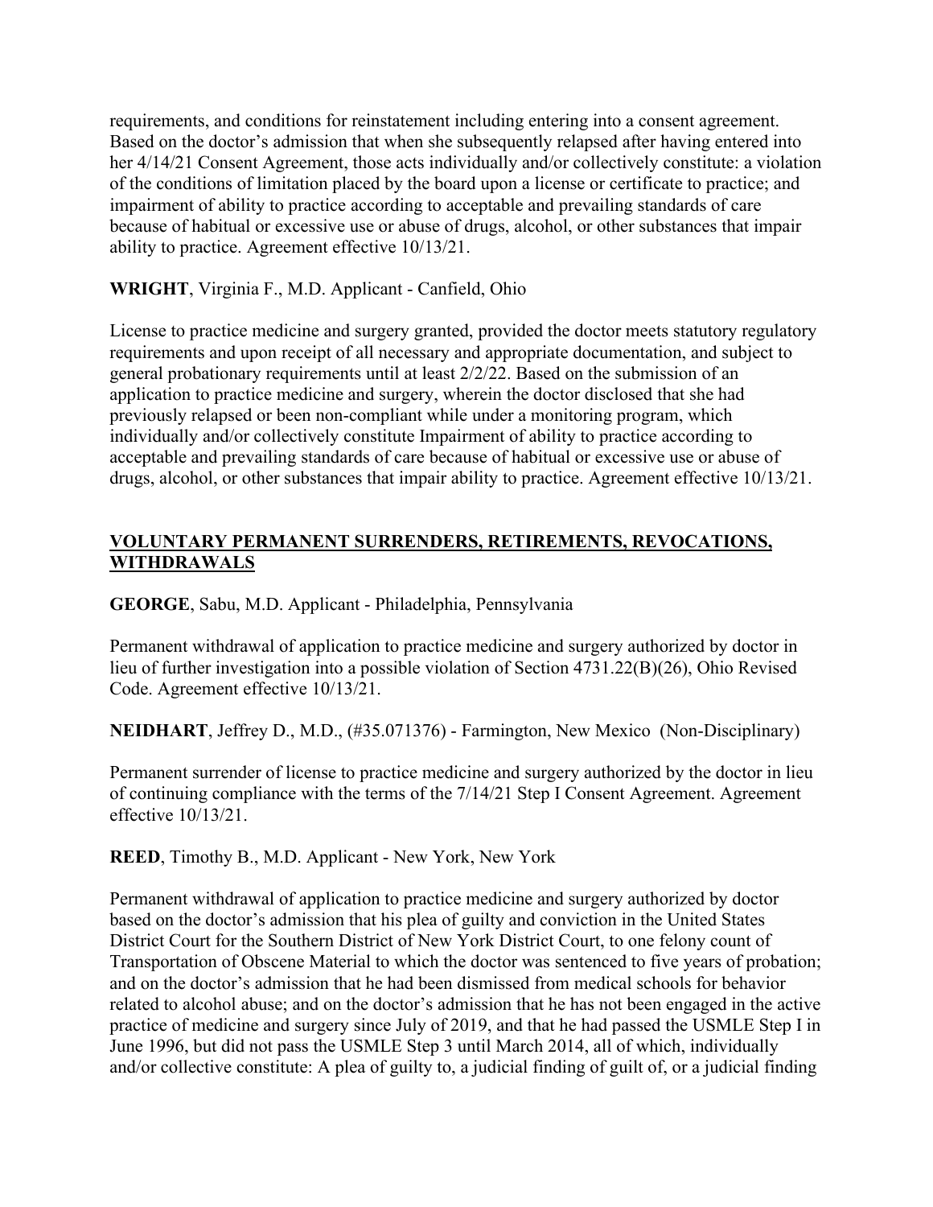requirements, and conditions for reinstatement including entering into a consent agreement. Based on the doctor's admission that when she subsequently relapsed after having entered into her 4/14/21 Consent Agreement, those acts individually and/or collectively constitute: a violation of the conditions of limitation placed by the board upon a license or certificate to practice; and impairment of ability to practice according to acceptable and prevailing standards of care because of habitual or excessive use or abuse of drugs, alcohol, or other substances that impair ability to practice. Agreement effective 10/13/21.

**WRIGHT**, Virginia F., M.D. Applicant - Canfield, Ohio

License to practice medicine and surgery granted, provided the doctor meets statutory regulatory requirements and upon receipt of all necessary and appropriate documentation, and subject to general probationary requirements until at least 2/2/22. Based on the submission of an application to practice medicine and surgery, wherein the doctor disclosed that she had previously relapsed or been non-compliant while under a monitoring program, which individually and/or collectively constitute Impairment of ability to practice according to acceptable and prevailing standards of care because of habitual or excessive use or abuse of drugs, alcohol, or other substances that impair ability to practice. Agreement effective 10/13/21.

## VOLUNTARY PERMANENT SURRENDERS, RETIREMENTS, REVOCATIONS, WITHDRAWALS

**GEORGE**, Sabu, M.D. Applicant - Philadelphia, Pennsylvania

Permanent withdrawal of application to practice medicine and surgery authorized by doctor in lieu of further investigation into a possible violation of Section 4731.22(B)(26), Ohio Revised Code. Agreement effective 10/13/21.

**NEIDHART**, Jeffrey D., M.D., (#35.071376) - Farmington, New Mexico (Non-Disciplinary)

Permanent surrender of license to practice medicine and surgery authorized by the doctor in lieu of continuing compliance with the terms of the 7/14/21 Step I Consent Agreement. Agreement effective 10/13/21.

**REED**, Timothy B., M.D. Applicant - New York, New York

Permanent withdrawal of application to practice medicine and surgery authorized by doctor based on the doctor's admission that his plea of guilty and conviction in the United States District Court for the Southern District of New York District Court, to one felony count of Transportation of Obscene Material to which the doctor was sentenced to five years of probation; and on the doctor's admission that he had been dismissed from medical schools for behavior related to alcohol abuse; and on the doctor's admission that he has not been engaged in the active practice of medicine and surgery since July of 2019, and that he had passed the USMLE Step I in June 1996, but did not pass the USMLE Step 3 until March 2014, all of which, individually and/or collective constitute: A plea of guilty to, a judicial finding of guilt of, or a judicial finding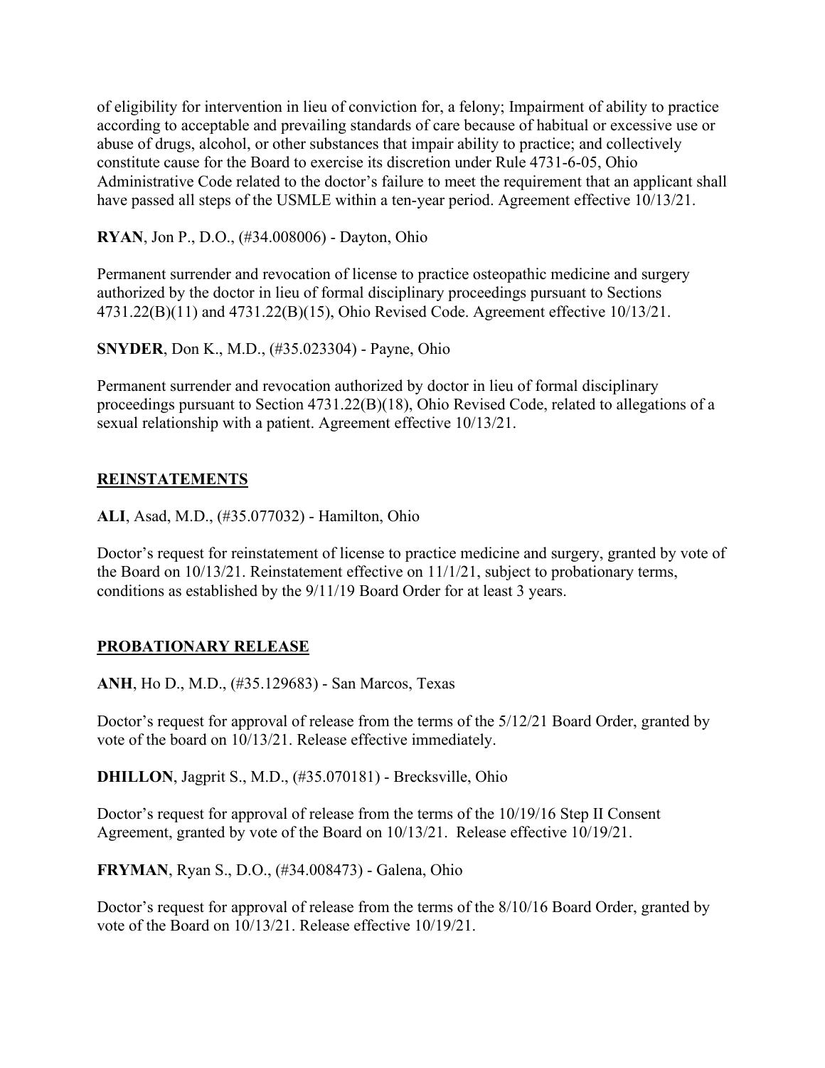of eligibility for intervention in lieu of conviction for, a felony; Impairment of ability to practice according to acceptable and prevailing standards of care because of habitual or excessive use or abuse of drugs, alcohol, or other substances that impair ability to practice; and collectively constitute cause for the Board to exercise its discretion under Rule 4731-6-05, Ohio Administrative Code related to the doctor's failure to meet the requirement that an applicant shall have passed all steps of the USMLE within a ten-year period. Agreement effective 10/13/21.

**RYAN**, Jon P., D.O., (#34.008006) - Dayton, Ohio

Permanent surrender and revocation of license to practice osteopathic medicine and surgery authorized by the doctor in lieu of formal disciplinary proceedings pursuant to Sections 4731.22(B)(11) and 4731.22(B)(15), Ohio Revised Code. Agreement effective 10/13/21.

**SNYDER**, Don K., M.D., (#35.023304) - Payne, Ohio

Permanent surrender and revocation authorized by doctor in lieu of formal disciplinary proceedings pursuant to Section 4731.22(B)(18), Ohio Revised Code, related to allegations of a sexual relationship with a patient. Agreement effective 10/13/21.

## REINSTATEMENTS

**ALI**, Asad, M.D., (#35.077032) - Hamilton, Ohio

Doctor's request for reinstatement of license to practice medicine and surgery, granted by vote of the Board on 10/13/21. Reinstatement effective on 11/1/21, subject to probationary terms, conditions as established by the 9/11/19 Board Order for at least 3 years.

## PROBATIONARY RELEASE

**ANH**, Ho D., M.D., (#35.129683) - San Marcos, Texas

Doctor's request for approval of release from the terms of the 5/12/21 Board Order, granted by vote of the board on 10/13/21. Release effective immediately.

**DHILLON**, Jagprit S., M.D., (#35.070181) - Brecksville, Ohio

Doctor's request for approval of release from the terms of the 10/19/16 Step II Consent Agreement, granted by vote of the Board on 10/13/21. Release effective 10/19/21.

**FRYMAN**, Ryan S., D.O., (#34.008473) - Galena, Ohio

Doctor's request for approval of release from the terms of the 8/10/16 Board Order, granted by vote of the Board on 10/13/21. Release effective 10/19/21.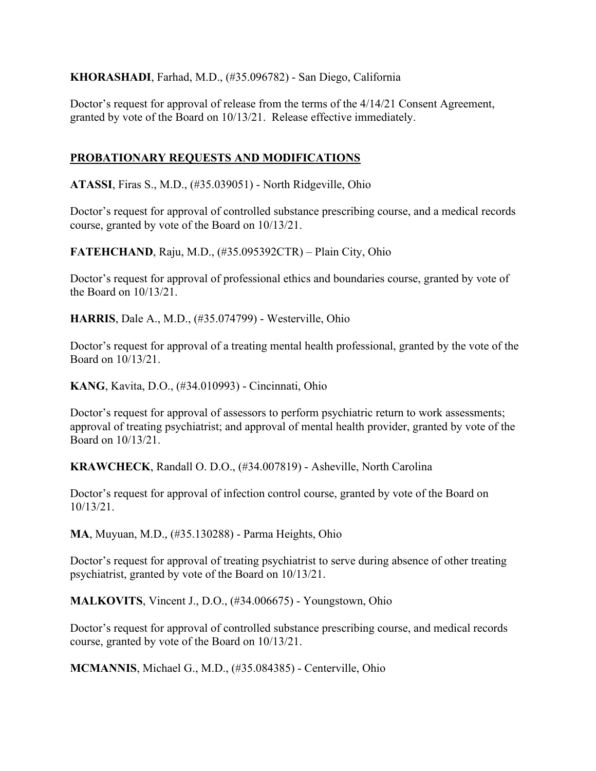**KHORASHADI**, Farhad, M.D., (#35.096782) - San Diego, California

Doctor's request for approval of release from the terms of the 4/14/21 Consent Agreement, granted by vote of the Board on 10/13/21. Release effective immediately.

## PROBATIONARY REQUESTS AND MODIFICATIONS

**ATASSI**, Firas S., M.D., (#35.039051) - North Ridgeville, Ohio

Doctor's request for approval of controlled substance prescribing course, and a medical records course, granted by vote of the Board on 10/13/21.

**FATEHCHAND**, Raju, M.D., (#35.095392CTR) – Plain City, Ohio

Doctor's request for approval of professional ethics and boundaries course, granted by vote of the Board on 10/13/21.

**HARRIS**, Dale A., M.D., (#35.074799) - Westerville, Ohio

Doctor's request for approval of a treating mental health professional, granted by the vote of the Board on 10/13/21.

**KANG**, Kavita, D.O., (#34.010993) - Cincinnati, Ohio

Doctor's request for approval of assessors to perform psychiatric return to work assessments; approval of treating psychiatrist; and approval of mental health provider, granted by vote of the Board on 10/13/21.

**KRAWCHECK**, Randall O. D.O., (#34.007819) - Asheville, North Carolina

Doctor's request for approval of infection control course, granted by vote of the Board on 10/13/21.

**MA**, Muyuan, M.D., (#35.130288) - Parma Heights, Ohio

Doctor's request for approval of treating psychiatrist to serve during absence of other treating psychiatrist, granted by vote of the Board on 10/13/21.

**MALKOVITS**, Vincent J., D.O., (#34.006675) - Youngstown, Ohio

Doctor's request for approval of controlled substance prescribing course, and medical records course, granted by vote of the Board on 10/13/21.

**MCMANNIS**, Michael G., M.D., (#35.084385) - Centerville, Ohio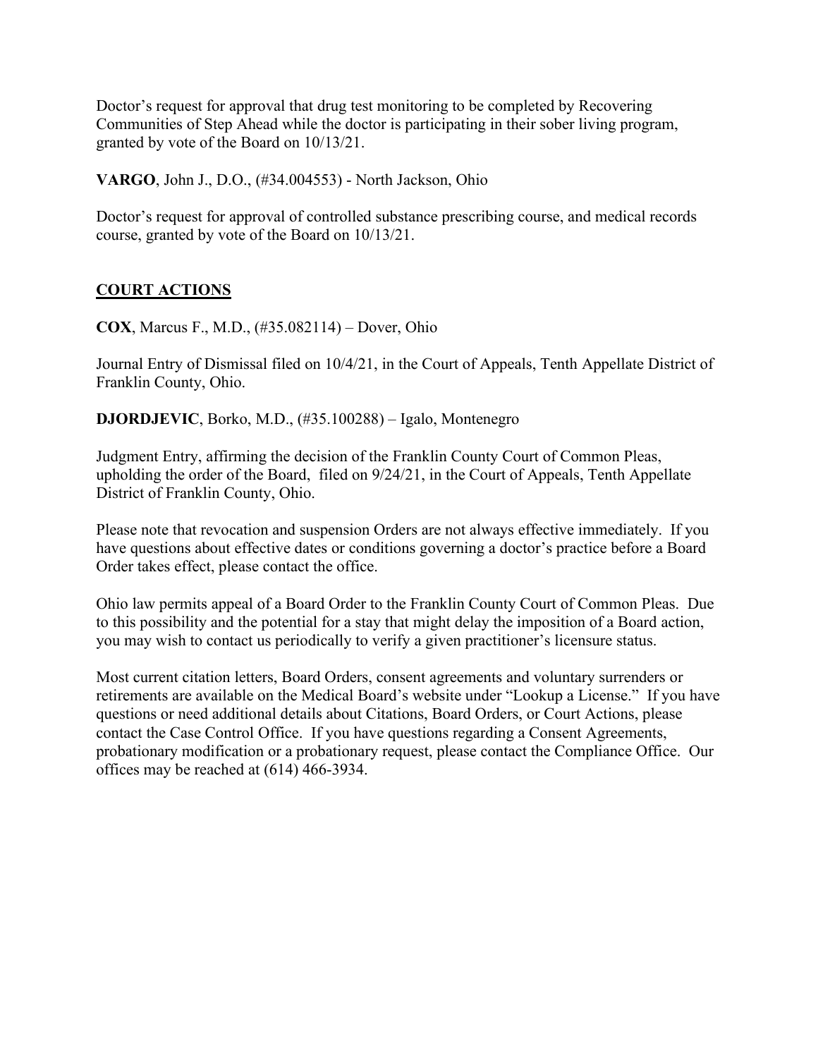Doctor's request for approval that drug test monitoring to be completed by Recovering Communities of Step Ahead while the doctor is participating in their sober living program, granted by vote of the Board on 10/13/21.

**VARGO**, John J., D.O., (#34.004553) - North Jackson, Ohio

Doctor's request for approval of controlled substance prescribing course, and medical records course, granted by vote of the Board on 10/13/21.

## COURT ACTIONS

**COX**, Marcus F., M.D., (#35.082114) – Dover, Ohio

Journal Entry of Dismissal filed on 10/4/21, in the Court of Appeals, Tenth Appellate District of Franklin County, Ohio.

**DJORDJEVIC**, Borko, M.D., (#35.100288) – Igalo, Montenegro

Judgment Entry, affirming the decision of the Franklin County Court of Common Pleas, upholding the order of the Board, filed on 9/24/21, in the Court of Appeals, Tenth Appellate District of Franklin County, Ohio.

Please note that revocation and suspension Orders are not always effective immediately. If you have questions about effective dates or conditions governing a doctor's practice before a Board Order takes effect, please contact the office.

Ohio law permits appeal of a Board Order to the Franklin County Court of Common Pleas. Due to this possibility and the potential for a stay that might delay the imposition of a Board action, you may wish to contact us periodically to verify a given practitioner's licensure status.

Most current citation letters, Board Orders, consent agreements and voluntary surrenders or retirements are available on the Medical Board's website under "Lookup a License." If you have questions or need additional details about Citations, Board Orders, or Court Actions, please contact the Case Control Office. If you have questions regarding a Consent Agreements, probationary modification or a probationary request, please contact the Compliance Office. Our offices may be reached at (614) 466-3934.